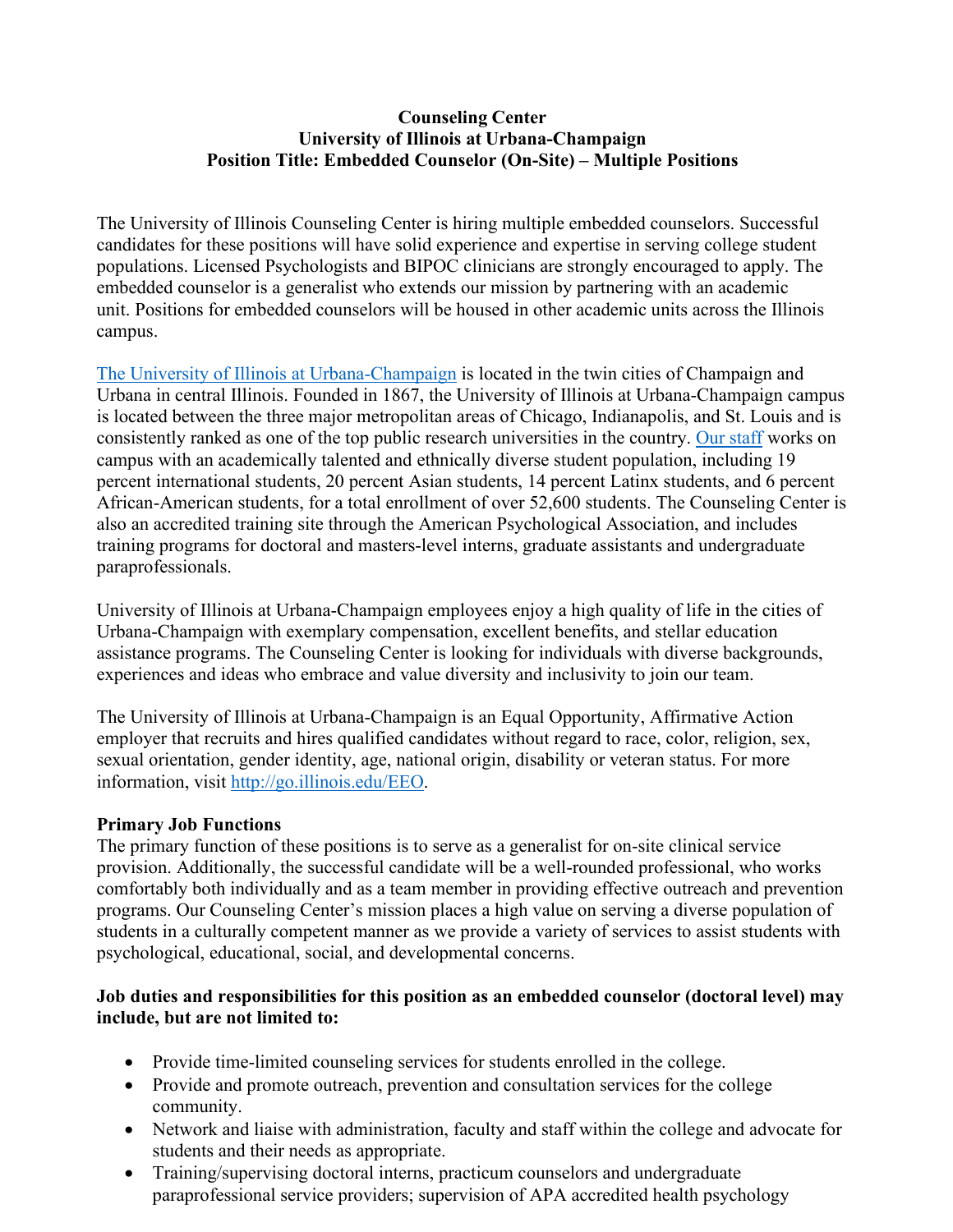**Counseling Center**
**University of Illinois at Urbana-Champaign**
**Position Title: Embedded Counselor (On-Site) – Multiple Positions**

The University of Illinois Counseling Center is hiring multiple embedded counselors. Successful candidates for these positions will have solid experience and expertise in serving college student populations. Licensed Psychologists and BIPOC clinicians are strongly encouraged to apply. The embedded counselor is a generalist who extends our mission by partnering with an academic unit. Positions for embedded counselors will be housed in other academic units across the Illinois campus.

The University of Illinois at Urbana-Champaign is located in the twin cities of Champaign and Urbana in central Illinois. Founded in 1867, the University of Illinois at Urbana-Champaign campus is located between the three major metropolitan areas of Chicago, Indianapolis, and St. Louis and is consistently ranked as one of the top public research universities in the country. Our staff works on campus with an academically talented and ethnically diverse student population, including 19 percent international students, 20 percent Asian students, 14 percent Latinx students, and 6 percent African-American students, for a total enrollment of over 52,600 students. The Counseling Center is also an accredited training site through the American Psychological Association, and includes training programs for doctoral and masters-level interns, graduate assistants and undergraduate paraprofessionals.

University of Illinois at Urbana-Champaign employees enjoy a high quality of life in the cities of Urbana-Champaign with exemplary compensation, excellent benefits, and stellar education assistance programs. The Counseling Center is looking for individuals with diverse backgrounds, experiences and ideas who embrace and value diversity and inclusivity to join our team.

The University of Illinois at Urbana-Champaign is an Equal Opportunity, Affirmative Action employer that recruits and hires qualified candidates without regard to race, color, religion, sex, sexual orientation, gender identity, age, national origin, disability or veteran status. For more information, visit http://go.illinois.edu/EEO.

**Primary Job Functions**
The primary function of these positions is to serve as a generalist for on-site clinical service provision. Additionally, the successful candidate will be a well-rounded professional, who works comfortably both individually and as a team member in providing effective outreach and prevention programs. Our Counseling Center's mission places a high value on serving a diverse population of students in a culturally competent manner as we provide a variety of services to assist students with psychological, educational, social, and developmental concerns.

**Job duties and responsibilities for this position as an embedded counselor (doctoral level) may include, but are not limited to:**

- Provide time-limited counseling services for students enrolled in the college.
- Provide and promote outreach, prevention and consultation services for the college community.
- Network and liaise with administration, faculty and staff within the college and advocate for students and their needs as appropriate.
- Training/supervising doctoral interns, practicum counselors and undergraduate paraprofessional service providers; supervision of APA accredited health psychology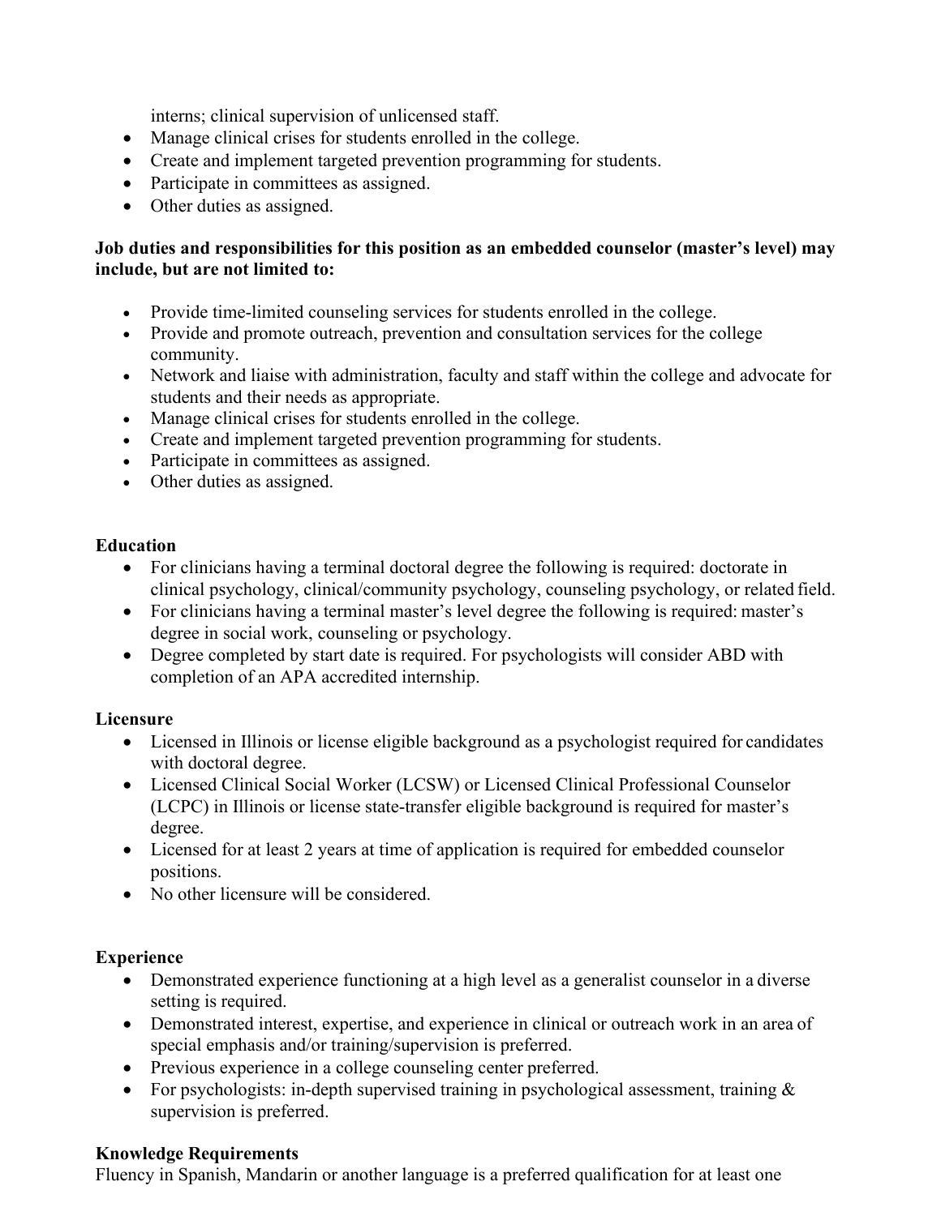interns; clinical supervision of unlicensed staff.
- Manage clinical crises for students enrolled in the college.
- Create and implement targeted prevention programming for students.
- Participate in committees as assigned.
- Other duties as assigned.

**Job duties and responsibilities for this position as an embedded counselor (master's level) may include, but are not limited to:**

- Provide time-limited counseling services for students enrolled in the college.
- Provide and promote outreach, prevention and consultation services for the college community.
- Network and liaise with administration, faculty and staff within the college and advocate for students and their needs as appropriate.
- Manage clinical crises for students enrolled in the college.
- Create and implement targeted prevention programming for students.
- Participate in committees as assigned.
- Other duties as assigned.

### Education

- For clinicians having a terminal doctoral degree the following is required: doctorate in clinical psychology, clinical/community psychology, counseling psychology, or related field.
- For clinicians having a terminal master's level degree the following is required: master's degree in social work, counseling or psychology.
- Degree completed by start date is required. For psychologists will consider ABD with completion of an APA accredited internship.

### Licensure

- Licensed in Illinois or license eligible background as a psychologist required for candidates with doctoral degree.
- Licensed Clinical Social Worker (LCSW) or Licensed Clinical Professional Counselor (LCPC) in Illinois or license state-transfer eligible background is required for master's degree.
- Licensed for at least 2 years at time of application is required for embedded counselor positions.
- No other licensure will be considered.

### Experience

- Demonstrated experience functioning at a high level as a generalist counselor in a diverse setting is required.
- Demonstrated interest, expertise, and experience in clinical or outreach work in an area of special emphasis and/or training/supervision is preferred.
- Previous experience in a college counseling center preferred.
- For psychologists: in-depth supervised training in psychological assessment, training & supervision is preferred.

### Knowledge Requirements

Fluency in Spanish, Mandarin or another language is a preferred qualification for at least one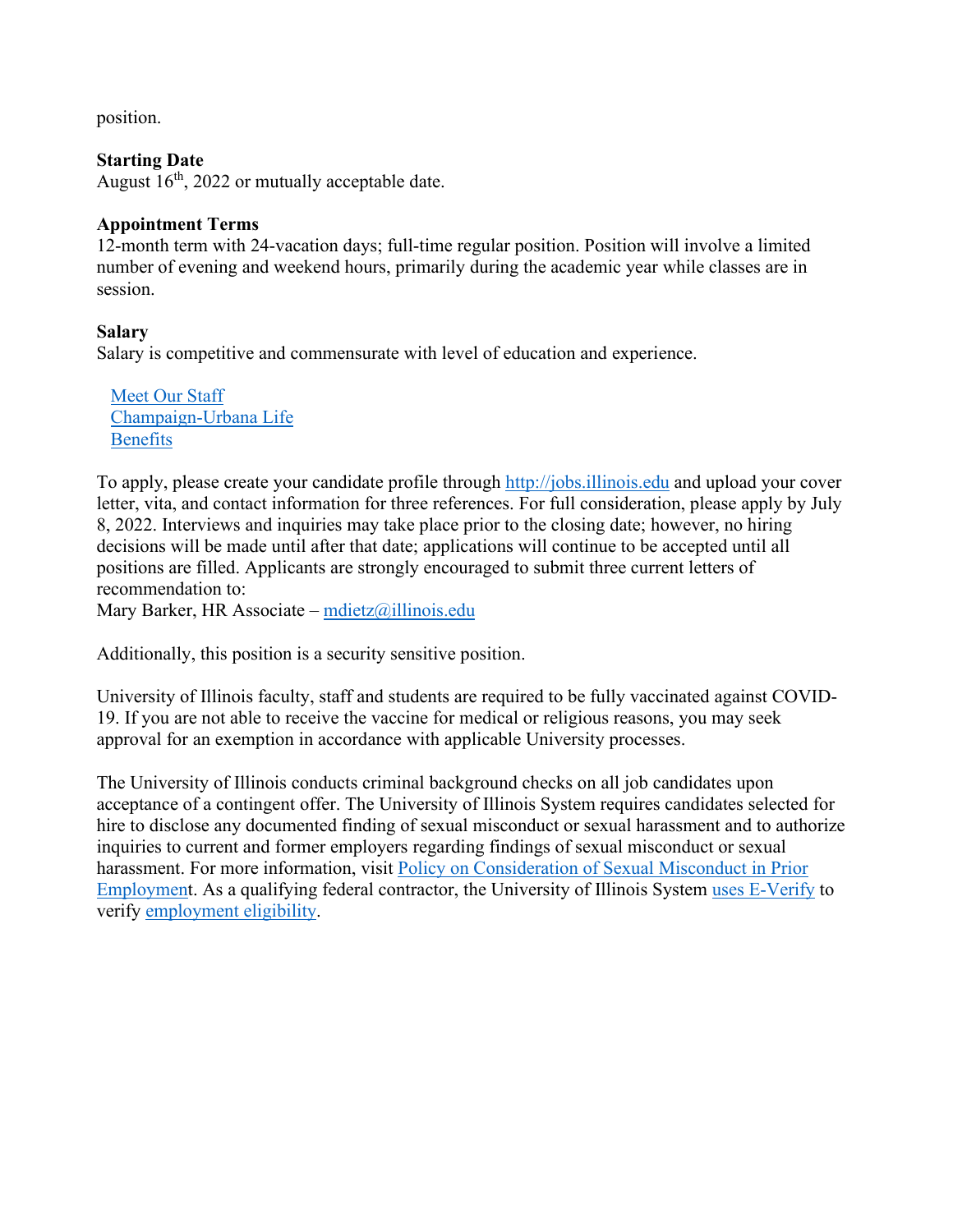position.

**Starting Date**
August 16th, 2022 or mutually acceptable date.

**Appointment Terms**
12-month term with 24-vacation days; full-time regular position. Position will involve a limited number of evening and weekend hours, primarily during the academic year while classes are in session.

**Salary**
Salary is competitive and commensurate with level of education and experience.

Meet Our Staff
Champaign-Urbana Life
Benefits

To apply, please create your candidate profile through http://jobs.illinois.edu and upload your cover letter, vita, and contact information for three references. For full consideration, please apply by July 8, 2022. Interviews and inquiries may take place prior to the closing date; however, no hiring decisions will be made until after that date; applications will continue to be accepted until all positions are filled. Applicants are strongly encouraged to submit three current letters of recommendation to:
Mary Barker, HR Associate – mdietz@illinois.edu

Additionally, this position is a security sensitive position.

University of Illinois faculty, staff and students are required to be fully vaccinated against COVID-19. If you are not able to receive the vaccine for medical or religious reasons, you may seek approval for an exemption in accordance with applicable University processes.

The University of Illinois conducts criminal background checks on all job candidates upon acceptance of a contingent offer. The University of Illinois System requires candidates selected for hire to disclose any documented finding of sexual misconduct or sexual harassment and to authorize inquiries to current and former employers regarding findings of sexual misconduct or sexual harassment. For more information, visit Policy on Consideration of Sexual Misconduct in Prior Employment. As a qualifying federal contractor, the University of Illinois System uses E-Verify to verify employment eligibility.